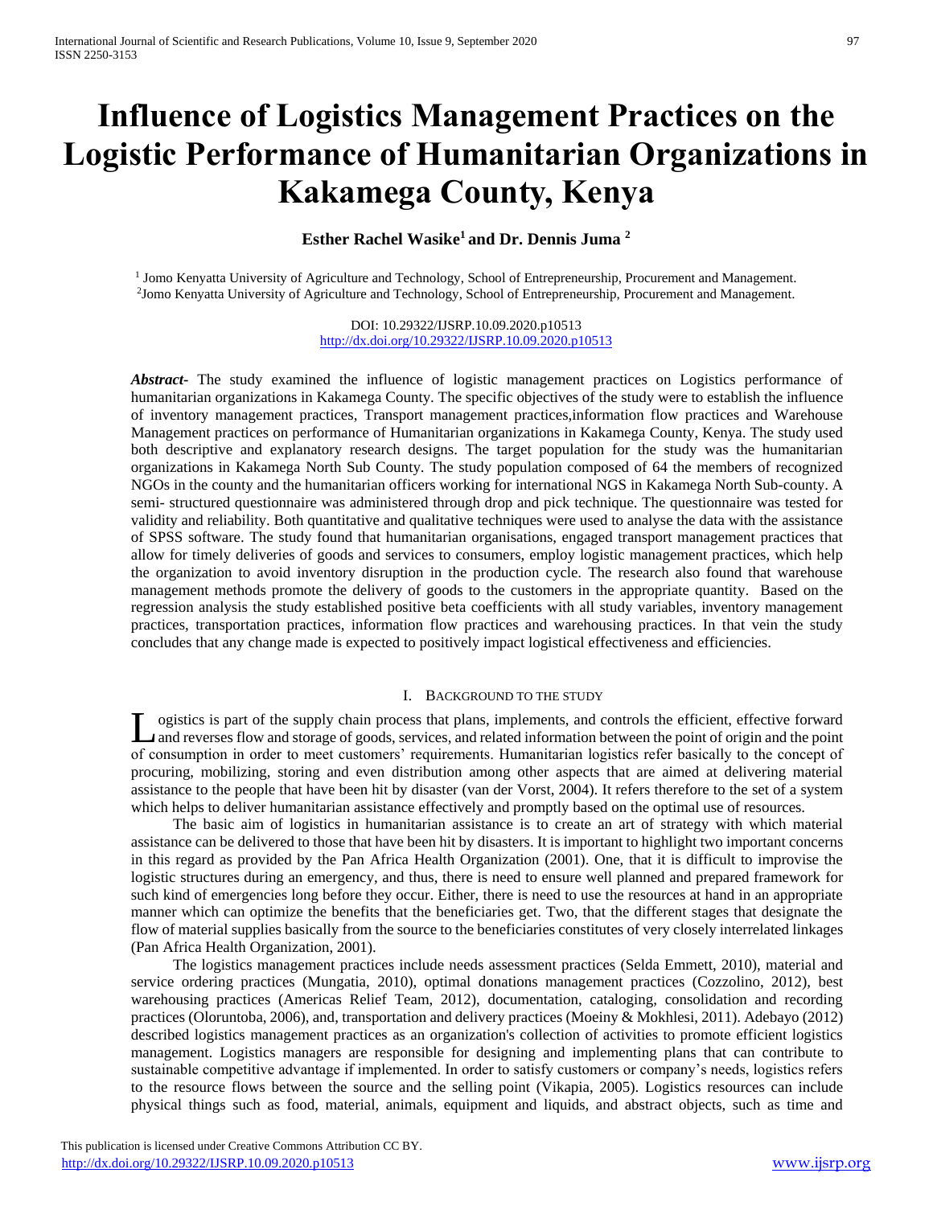# Influence of Logistics Management Practices on the Logistic Performance of Humanitarian Organizations in Kakamega County, Kenya

**Esther Rachel Wasike[1] and Dr. Dennis Juma [2]**

[1] Jomo Kenyatta University of Agriculture and Technology, School of Entrepreneurship, Procurement and Management.
[2] Jomo Kenyatta University of Agriculture and Technology, School of Entrepreneurship, Procurement and Management.

DOI: 10.29322/IJSRP.10.09.2020.p10513
http://dx.doi.org/10.29322/IJSRP.10.09.2020.p10513

***Abstract-*** The study examined the influence of logistic management practices on Logistics performance of humanitarian organizations in Kakamega County. The specific objectives of the study were to establish the influence of inventory management practices, Transport management practices,information flow practices and Warehouse Management practices on performance of Humanitarian organizations in Kakamega County, Kenya. The study used both descriptive and explanatory research designs. The target population for the study was the humanitarian organizations in Kakamega North Sub County. The study population composed of 64 the members of recognized NGOs in the county and the humanitarian officers working for international NGS in Kakamega North Sub-county. A semi- structured questionnaire was administered through drop and pick technique. The questionnaire was tested for validity and reliability. Both quantitative and qualitative techniques were used to analyse the data with the assistance of SPSS software. The study found that humanitarian organisations, engaged transport management practices that allow for timely deliveries of goods and services to consumers, employ logistic management practices, which help the organization to avoid inventory disruption in the production cycle. The research also found that warehouse management methods promote the delivery of goods to the customers in the appropriate quantity. Based on the regression analysis the study established positive beta coefficients with all study variables, inventory management practices, transportation practices, information flow practices and warehousing practices. In that vein the study concludes that any change made is expected to positively impact logistical effectiveness and efficiencies.

## I. Background to the Study

Logistics is part of the supply chain process that plans, implements, and controls the efficient, effective forward and reverses flow and storage of goods, services, and related information between the point of origin and the point of consumption in order to meet customers' requirements. Humanitarian logistics refer basically to the concept of procuring, mobilizing, storing and even distribution among other aspects that are aimed at delivering material assistance to the people that have been hit by disaster (van der Vorst, 2004). It refers therefore to the set of a system which helps to deliver humanitarian assistance effectively and promptly based on the optimal use of resources.

The basic aim of logistics in humanitarian assistance is to create an art of strategy with which material assistance can be delivered to those that have been hit by disasters. It is important to highlight two important concerns in this regard as provided by the Pan Africa Health Organization (2001). One, that it is difficult to improvise the logistic structures during an emergency, and thus, there is need to ensure well planned and prepared framework for such kind of emergencies long before they occur. Either, there is need to use the resources at hand in an appropriate manner which can optimize the benefits that the beneficiaries get. Two, that the different stages that designate the flow of material supplies basically from the source to the beneficiaries constitutes of very closely interrelated linkages (Pan Africa Health Organization, 2001).

The logistics management practices include needs assessment practices (Selda Emmett, 2010), material and service ordering practices (Mungatia, 2010), optimal donations management practices (Cozzolino, 2012), best warehousing practices (Americas Relief Team, 2012), documentation, cataloging, consolidation and recording practices (Oloruntoba, 2006), and, transportation and delivery practices (Moeiny & Mokhlesi, 2011). Adebayo (2012) described logistics management practices as an organization's collection of activities to promote efficient logistics management. Logistics managers are responsible for designing and implementing plans that can contribute to sustainable competitive advantage if implemented. In order to satisfy customers or company's needs, logistics refers to the resource flows between the source and the selling point (Vikapia, 2005). Logistics resources can include physical things such as food, material, animals, equipment and liquids, and abstract objects, such as time and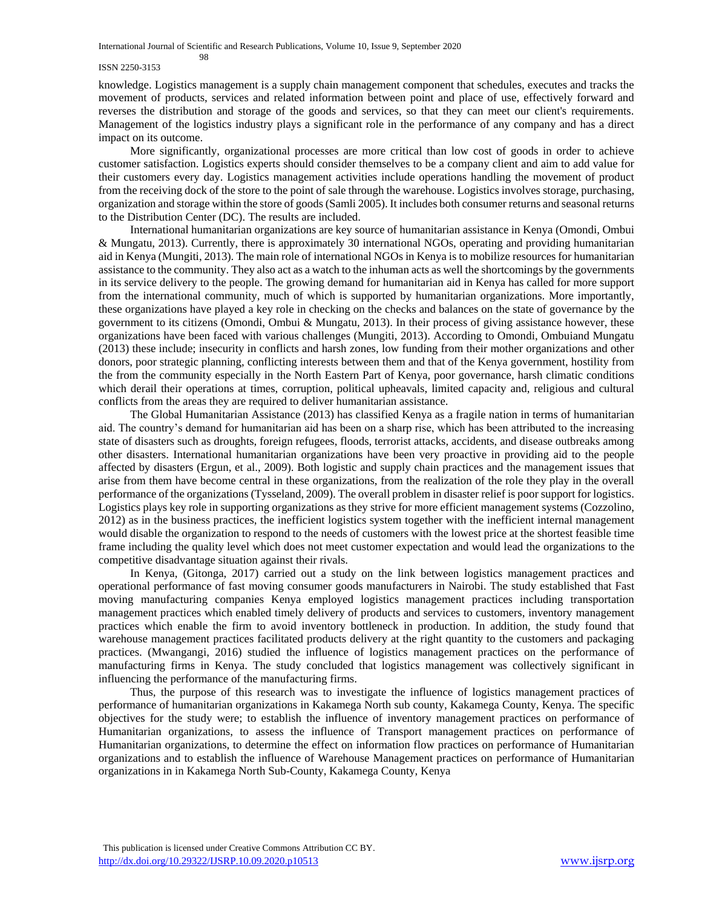knowledge. Logistics management is a supply chain management component that schedules, executes and tracks the movement of products, services and related information between point and place of use, effectively forward and reverses the distribution and storage of the goods and services, so that they can meet our client's requirements. Management of the logistics industry plays a significant role in the performance of any company and has a direct impact on its outcome.

More significantly, organizational processes are more critical than low cost of goods in order to achieve customer satisfaction. Logistics experts should consider themselves to be a company client and aim to add value for their customers every day. Logistics management activities include operations handling the movement of product from the receiving dock of the store to the point of sale through the warehouse. Logistics involves storage, purchasing, organization and storage within the store of goods (Samli 2005). It includes both consumer returns and seasonal returns to the Distribution Center (DC). The results are included.

International humanitarian organizations are key source of humanitarian assistance in Kenya (Omondi, Ombui & Mungatu, 2013). Currently, there is approximately 30 international NGOs, operating and providing humanitarian aid in Kenya (Mungiti, 2013). The main role of international NGOs in Kenya is to mobilize resources for humanitarian assistance to the community. They also act as a watch to the inhuman acts as well the shortcomings by the governments in its service delivery to the people. The growing demand for humanitarian aid in Kenya has called for more support from the international community, much of which is supported by humanitarian organizations. More importantly, these organizations have played a key role in checking on the checks and balances on the state of governance by the government to its citizens (Omondi, Ombui & Mungatu, 2013). In their process of giving assistance however, these organizations have been faced with various challenges (Mungiti, 2013). According to Omondi, Ombuiand Mungatu (2013) these include; insecurity in conflicts and harsh zones, low funding from their mother organizations and other donors, poor strategic planning, conflicting interests between them and that of the Kenya government, hostility from the from the community especially in the North Eastern Part of Kenya, poor governance, harsh climatic conditions which derail their operations at times, corruption, political upheavals, limited capacity and, religious and cultural conflicts from the areas they are required to deliver humanitarian assistance.

The Global Humanitarian Assistance (2013) has classified Kenya as a fragile nation in terms of humanitarian aid. The country's demand for humanitarian aid has been on a sharp rise, which has been attributed to the increasing state of disasters such as droughts, foreign refugees, floods, terrorist attacks, accidents, and disease outbreaks among other disasters. International humanitarian organizations have been very proactive in providing aid to the people affected by disasters (Ergun, et al., 2009). Both logistic and supply chain practices and the management issues that arise from them have become central in these organizations, from the realization of the role they play in the overall performance of the organizations (Tysseland, 2009). The overall problem in disaster relief is poor support for logistics. Logistics plays key role in supporting organizations as they strive for more efficient management systems (Cozzolino, 2012) as in the business practices, the inefficient logistics system together with the inefficient internal management would disable the organization to respond to the needs of customers with the lowest price at the shortest feasible time frame including the quality level which does not meet customer expectation and would lead the organizations to the competitive disadvantage situation against their rivals.

In Kenya, (Gitonga, 2017) carried out a study on the link between logistics management practices and operational performance of fast moving consumer goods manufacturers in Nairobi. The study established that Fast moving manufacturing companies Kenya employed logistics management practices including transportation management practices which enabled timely delivery of products and services to customers, inventory management practices which enable the firm to avoid inventory bottleneck in production. In addition, the study found that warehouse management practices facilitated products delivery at the right quantity to the customers and packaging practices. (Mwangangi, 2016) studied the influence of logistics management practices on the performance of manufacturing firms in Kenya. The study concluded that logistics management was collectively significant in influencing the performance of the manufacturing firms.

Thus, the purpose of this research was to investigate the influence of logistics management practices of performance of humanitarian organizations in Kakamega North sub county, Kakamega County, Kenya. The specific objectives for the study were; to establish the influence of inventory management practices on performance of Humanitarian organizations, to assess the influence of Transport management practices on performance of Humanitarian organizations, to determine the effect on information flow practices on performance of Humanitarian organizations and to establish the influence of Warehouse Management practices on performance of Humanitarian organizations in in Kakamega North Sub-County, Kakamega County, Kenya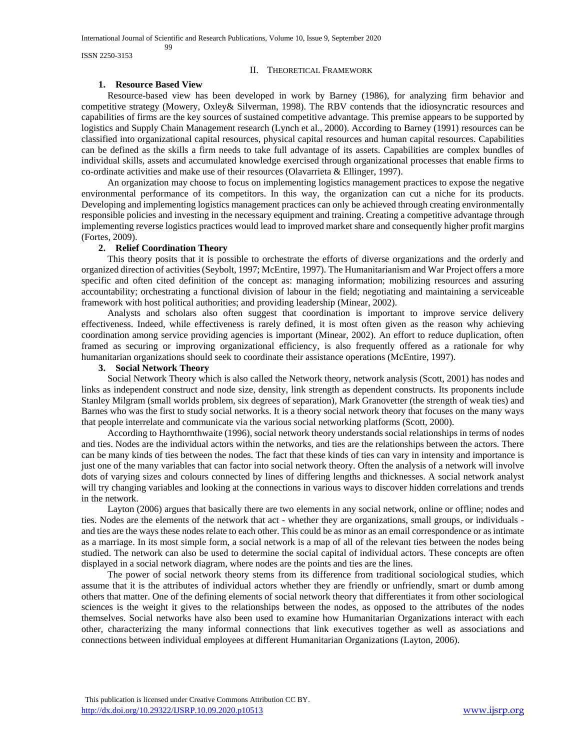## II. Theoretical Framework

### 1. Resource Based View

Resource-based view has been developed in work by Barney (1986), for analyzing firm behavior and competitive strategy (Mowery, Oxley& Silverman, 1998). The RBV contends that the idiosyncratic resources and capabilities of firms are the key sources of sustained competitive advantage. This premise appears to be supported by logistics and Supply Chain Management research (Lynch et al., 2000). According to Barney (1991) resources can be classified into organizational capital resources, physical capital resources and human capital resources. Capabilities can be defined as the skills a firm needs to take full advantage of its assets. Capabilities are complex bundles of individual skills, assets and accumulated knowledge exercised through organizational processes that enable firms to co-ordinate activities and make use of their resources (Olavarrieta & Ellinger, 1997).

An organization may choose to focus on implementing logistics management practices to expose the negative environmental performance of its competitors. In this way, the organization can cut a niche for its products. Developing and implementing logistics management practices can only be achieved through creating environmentally responsible policies and investing in the necessary equipment and training. Creating a competitive advantage through implementing reverse logistics practices would lead to improved market share and consequently higher profit margins (Fortes, 2009).

### 2. Relief Coordination Theory

This theory posits that it is possible to orchestrate the efforts of diverse organizations and the orderly and organized direction of activities (Seybolt, 1997; McEntire, 1997). The Humanitarianism and War Project offers a more specific and often cited definition of the concept as: managing information; mobilizing resources and assuring accountability; orchestrating a functional division of labour in the field; negotiating and maintaining a serviceable framework with host political authorities; and providing leadership (Minear, 2002).

Analysts and scholars also often suggest that coordination is important to improve service delivery effectiveness. Indeed, while effectiveness is rarely defined, it is most often given as the reason why achieving coordination among service providing agencies is important (Minear, 2002). An effort to reduce duplication, often framed as securing or improving organizational efficiency, is also frequently offered as a rationale for why humanitarian organizations should seek to coordinate their assistance operations (McEntire, 1997).

### 3. Social Network Theory

Social Network Theory which is also called the Network theory, network analysis (Scott, 2001) has nodes and links as independent construct and node size, density, link strength as dependent constructs. Its proponents include Stanley Milgram (small worlds problem, six degrees of separation), Mark Granovetter (the strength of weak ties) and Barnes who was the first to study social networks. It is a theory social network theory that focuses on the many ways that people interrelate and communicate via the various social networking platforms (Scott, 2000).

According to Haythornthwaite (1996), social network theory understands social relationships in terms of nodes and ties. Nodes are the individual actors within the networks, and ties are the relationships between the actors. There can be many kinds of ties between the nodes. The fact that these kinds of ties can vary in intensity and importance is just one of the many variables that can factor into social network theory. Often the analysis of a network will involve dots of varying sizes and colours connected by lines of differing lengths and thicknesses. A social network analyst will try changing variables and looking at the connections in various ways to discover hidden correlations and trends in the network.

Layton (2006) argues that basically there are two elements in any social network, online or offline; nodes and ties. Nodes are the elements of the network that act - whether they are organizations, small groups, or individuals - and ties are the ways these nodes relate to each other. This could be as minor as an email correspondence or as intimate as a marriage. In its most simple form, a social network is a map of all of the relevant ties between the nodes being studied. The network can also be used to determine the social capital of individual actors. These concepts are often displayed in a social network diagram, where nodes are the points and ties are the lines.

The power of social network theory stems from its difference from traditional sociological studies, which assume that it is the attributes of individual actors whether they are friendly or unfriendly, smart or dumb among others that matter. One of the defining elements of social network theory that differentiates it from other sociological sciences is the weight it gives to the relationships between the nodes, as opposed to the attributes of the nodes themselves. Social networks have also been used to examine how Humanitarian Organizations interact with each other, characterizing the many informal connections that link executives together as well as associations and connections between individual employees at different Humanitarian Organizations (Layton, 2006).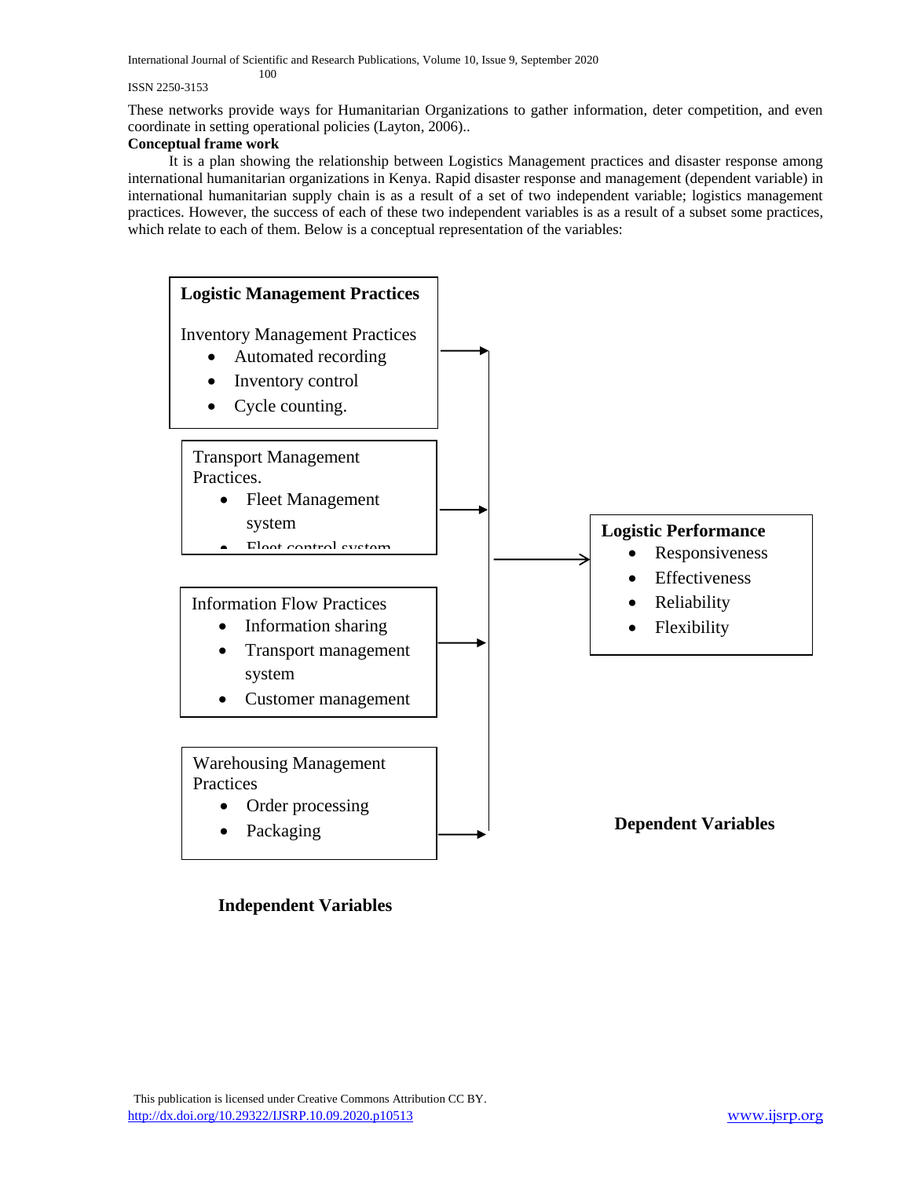These networks provide ways for Humanitarian Organizations to gather information, deter competition, and even coordinate in setting operational policies (Layton, 2006)..

**Conceptual frame work**

It is a plan showing the relationship between Logistics Management practices and disaster response among international humanitarian organizations in Kenya. Rapid disaster response and management (dependent variable) in international humanitarian supply chain is as a result of a set of two independent variable; logistics management practices. However, the success of each of these two independent variables is as a result of a subset some practices, which relate to each of them. Below is a conceptual representation of the variables:

**Logistic Management Practices**

Inventory Management Practices

- Automated recording
- Inventory control
- Cycle counting.

Transport Management Practices.

- Fleet Management system
- Fleet control system

Information Flow Practices

- Information sharing
- Transport management system
- Customer management

Warehousing Management Practices

- Order processing
- Packaging

**Independent Variables**

**Logistic Performance**

- Responsiveness
- Effectiveness
- Reliability
- Flexibility

**Dependent Variables**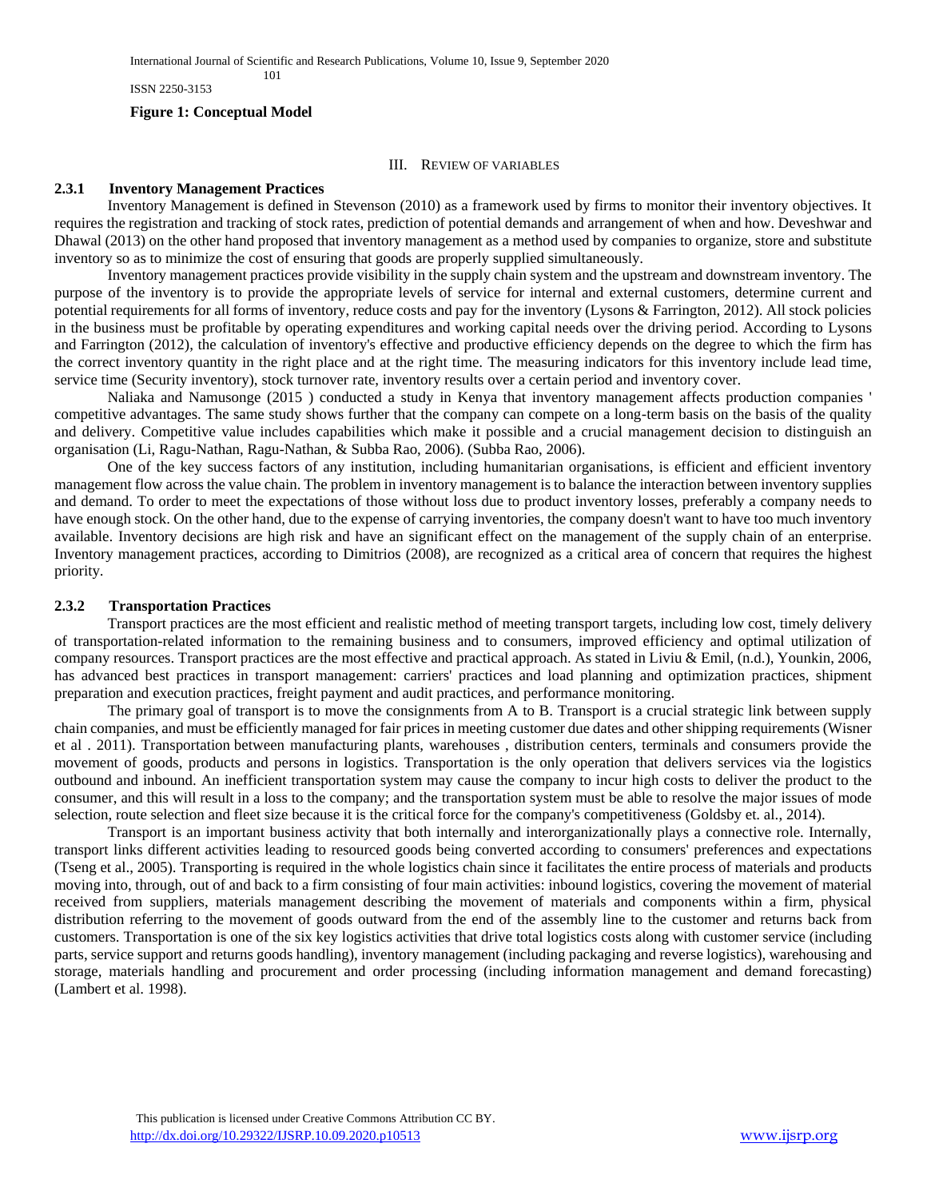**Figure 1: Conceptual Model**

## III. Review of Variables

### 2.3.1 Inventory Management Practices

Inventory Management is defined in Stevenson (2010) as a framework used by firms to monitor their inventory objectives. It requires the registration and tracking of stock rates, prediction of potential demands and arrangement of when and how. Deveshwar and Dhawal (2013) on the other hand proposed that inventory management as a method used by companies to organize, store and substitute inventory so as to minimize the cost of ensuring that goods are properly supplied simultaneously.

Inventory management practices provide visibility in the supply chain system and the upstream and downstream inventory. The purpose of the inventory is to provide the appropriate levels of service for internal and external customers, determine current and potential requirements for all forms of inventory, reduce costs and pay for the inventory (Lysons & Farrington, 2012). All stock policies in the business must be profitable by operating expenditures and working capital needs over the driving period. According to Lysons and Farrington (2012), the calculation of inventory's effective and productive efficiency depends on the degree to which the firm has the correct inventory quantity in the right place and at the right time. The measuring indicators for this inventory include lead time, service time (Security inventory), stock turnover rate, inventory results over a certain period and inventory cover.

Naliaka and Namusonge (2015 ) conducted a study in Kenya that inventory management affects production companies ' competitive advantages. The same study shows further that the company can compete on a long-term basis on the basis of the quality and delivery. Competitive value includes capabilities which make it possible and a crucial management decision to distinguish an organisation (Li, Ragu-Nathan, Ragu-Nathan, & Subba Rao, 2006). (Subba Rao, 2006).

One of the key success factors of any institution, including humanitarian organisations, is efficient and efficient inventory management flow across the value chain. The problem in inventory management is to balance the interaction between inventory supplies and demand. To order to meet the expectations of those without loss due to product inventory losses, preferably a company needs to have enough stock. On the other hand, due to the expense of carrying inventories, the company doesn't want to have too much inventory available. Inventory decisions are high risk and have an significant effect on the management of the supply chain of an enterprise. Inventory management practices, according to Dimitrios (2008), are recognized as a critical area of concern that requires the highest priority.

### 2.3.2 Transportation Practices

Transport practices are the most efficient and realistic method of meeting transport targets, including low cost, timely delivery of transportation-related information to the remaining business and to consumers, improved efficiency and optimal utilization of company resources. Transport practices are the most effective and practical approach. As stated in Liviu & Emil, (n.d.), Younkin, 2006, has advanced best practices in transport management: carriers' practices and load planning and optimization practices, shipment preparation and execution practices, freight payment and audit practices, and performance monitoring.

The primary goal of transport is to move the consignments from A to B. Transport is a crucial strategic link between supply chain companies, and must be efficiently managed for fair prices in meeting customer due dates and other shipping requirements (Wisner et al . 2011). Transportation between manufacturing plants, warehouses , distribution centers, terminals and consumers provide the movement of goods, products and persons in logistics. Transportation is the only operation that delivers services via the logistics outbound and inbound. An inefficient transportation system may cause the company to incur high costs to deliver the product to the consumer, and this will result in a loss to the company; and the transportation system must be able to resolve the major issues of mode selection, route selection and fleet size because it is the critical force for the company's competitiveness (Goldsby et. al., 2014).

Transport is an important business activity that both internally and interorganizationally plays a connective role. Internally, transport links different activities leading to resourced goods being converted according to consumers' preferences and expectations (Tseng et al., 2005). Transporting is required in the whole logistics chain since it facilitates the entire process of materials and products moving into, through, out of and back to a firm consisting of four main activities: inbound logistics, covering the movement of material received from suppliers, materials management describing the movement of materials and components within a firm, physical distribution referring to the movement of goods outward from the end of the assembly line to the customer and returns back from customers. Transportation is one of the six key logistics activities that drive total logistics costs along with customer service (including parts, service support and returns goods handling), inventory management (including packaging and reverse logistics), warehousing and storage, materials handling and procurement and order processing (including information management and demand forecasting) (Lambert et al. 1998).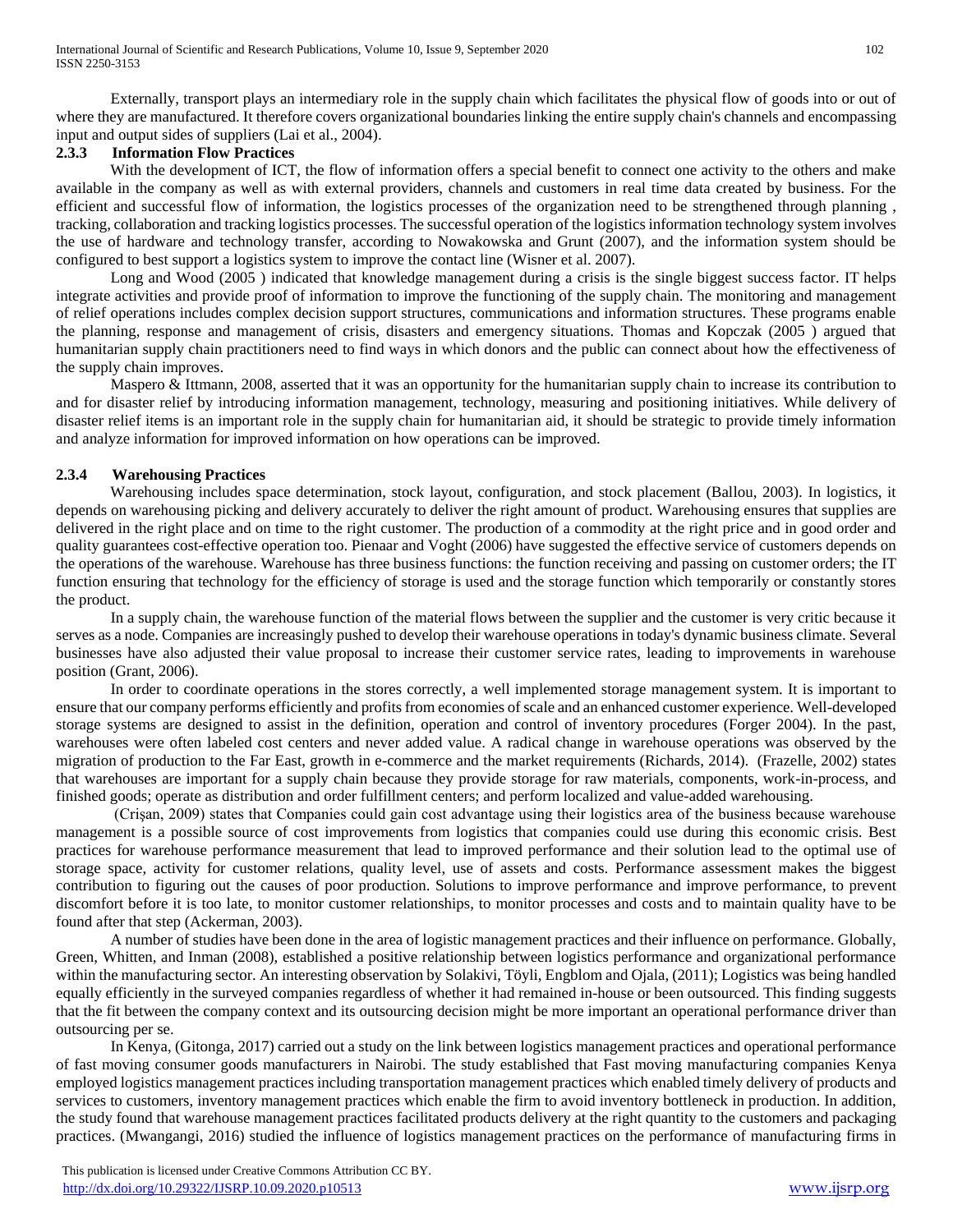Externally, transport plays an intermediary role in the supply chain which facilitates the physical flow of goods into or out of where they are manufactured. It therefore covers organizational boundaries linking the entire supply chain's channels and encompassing input and output sides of suppliers (Lai et al., 2004).

### 2.3.3 Information Flow Practices

With the development of ICT, the flow of information offers a special benefit to connect one activity to the others and make available in the company as well as with external providers, channels and customers in real time data created by business. For the efficient and successful flow of information, the logistics processes of the organization need to be strengthened through planning , tracking, collaboration and tracking logistics processes. The successful operation of the logistics information technology system involves the use of hardware and technology transfer, according to Nowakowska and Grunt (2007), and the information system should be configured to best support a logistics system to improve the contact line (Wisner et al. 2007).

Long and Wood (2005 ) indicated that knowledge management during a crisis is the single biggest success factor. IT helps integrate activities and provide proof of information to improve the functioning of the supply chain. The monitoring and management of relief operations includes complex decision support structures, communications and information structures. These programs enable the planning, response and management of crisis, disasters and emergency situations. Thomas and Kopczak (2005 ) argued that humanitarian supply chain practitioners need to find ways in which donors and the public can connect about how the effectiveness of the supply chain improves.

Maspero & Ittmann, 2008, asserted that it was an opportunity for the humanitarian supply chain to increase its contribution to and for disaster relief by introducing information management, technology, measuring and positioning initiatives. While delivery of disaster relief items is an important role in the supply chain for humanitarian aid, it should be strategic to provide timely information and analyze information for improved information on how operations can be improved.

### 2.3.4 Warehousing Practices

Warehousing includes space determination, stock layout, configuration, and stock placement (Ballou, 2003). In logistics, it depends on warehousing picking and delivery accurately to deliver the right amount of product. Warehousing ensures that supplies are delivered in the right place and on time to the right customer. The production of a commodity at the right price and in good order and quality guarantees cost-effective operation too. Pienaar and Voght (2006) have suggested the effective service of customers depends on the operations of the warehouse. Warehouse has three business functions: the function receiving and passing on customer orders; the IT function ensuring that technology for the efficiency of storage is used and the storage function which temporarily or constantly stores the product.

In a supply chain, the warehouse function of the material flows between the supplier and the customer is very critic because it serves as a node. Companies are increasingly pushed to develop their warehouse operations in today's dynamic business climate. Several businesses have also adjusted their value proposal to increase their customer service rates, leading to improvements in warehouse position (Grant, 2006).

In order to coordinate operations in the stores correctly, a well implemented storage management system. It is important to ensure that our company performs efficiently and profits from economies of scale and an enhanced customer experience. Well-developed storage systems are designed to assist in the definition, operation and control of inventory procedures (Forger 2004). In the past, warehouses were often labeled cost centers and never added value. A radical change in warehouse operations was observed by the migration of production to the Far East, growth in e-commerce and the market requirements (Richards, 2014). (Frazelle, 2002) states that warehouses are important for a supply chain because they provide storage for raw materials, components, work-in-process, and finished goods; operate as distribution and order fulfillment centers; and perform localized and value-added warehousing.

(Crişan, 2009) states that Companies could gain cost advantage using their logistics area of the business because warehouse management is a possible source of cost improvements from logistics that companies could use during this economic crisis. Best practices for warehouse performance measurement that lead to improved performance and their solution lead to the optimal use of storage space, activity for customer relations, quality level, use of assets and costs. Performance assessment makes the biggest contribution to figuring out the causes of poor production. Solutions to improve performance and improve performance, to prevent discomfort before it is too late, to monitor customer relationships, to monitor processes and costs and to maintain quality have to be found after that step (Ackerman, 2003).

A number of studies have been done in the area of logistic management practices and their influence on performance. Globally, Green, Whitten, and Inman (2008), established a positive relationship between logistics performance and organizational performance within the manufacturing sector. An interesting observation by Solakivi, Töyli, Engblom and Ojala, (2011); Logistics was being handled equally efficiently in the surveyed companies regardless of whether it had remained in-house or been outsourced. This finding suggests that the fit between the company context and its outsourcing decision might be more important an operational performance driver than outsourcing per se.

In Kenya, (Gitonga, 2017) carried out a study on the link between logistics management practices and operational performance of fast moving consumer goods manufacturers in Nairobi. The study established that Fast moving manufacturing companies Kenya employed logistics management practices including transportation management practices which enabled timely delivery of products and services to customers, inventory management practices which enable the firm to avoid inventory bottleneck in production. In addition, the study found that warehouse management practices facilitated products delivery at the right quantity to the customers and packaging practices. (Mwangangi, 2016) studied the influence of logistics management practices on the performance of manufacturing firms in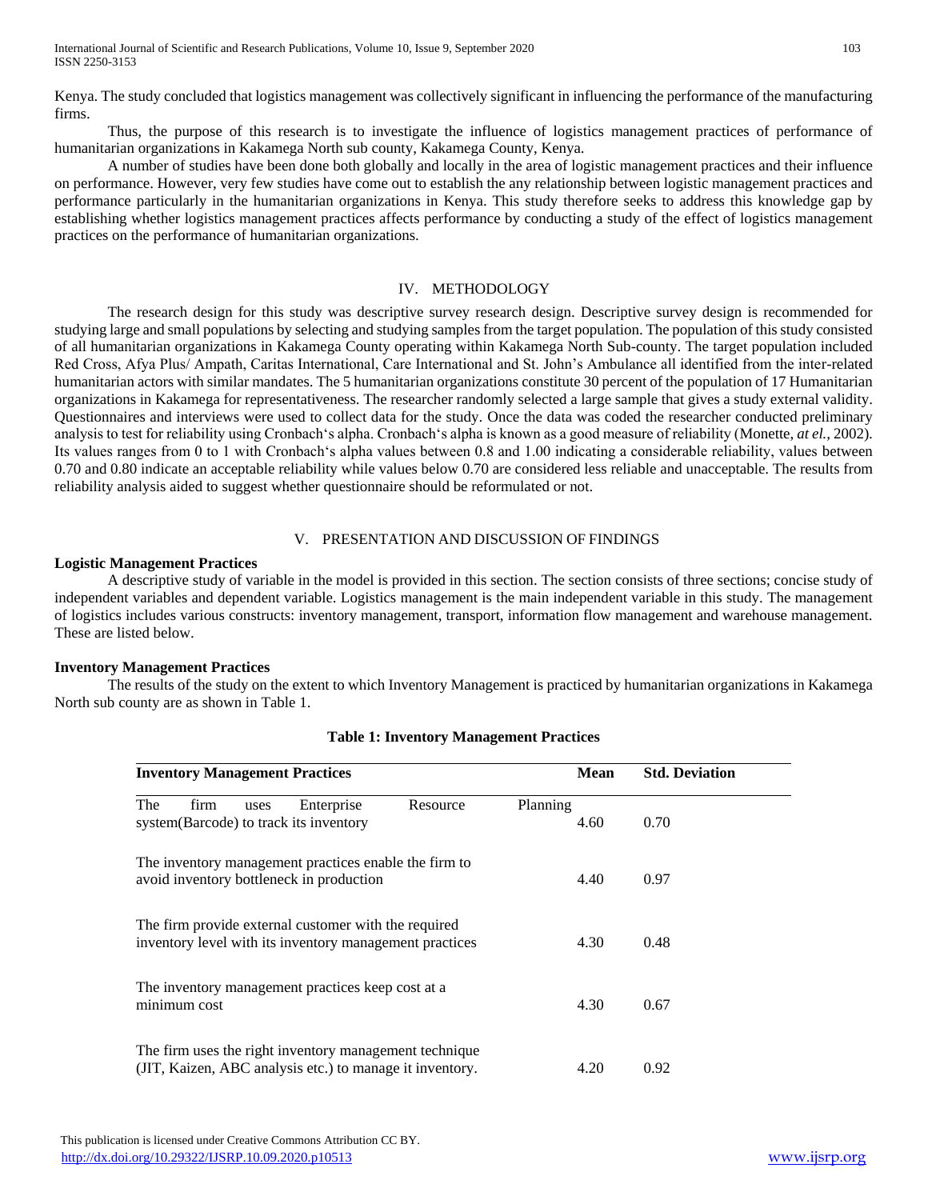Kenya. The study concluded that logistics management was collectively significant in influencing the performance of the manufacturing firms.

Thus, the purpose of this research is to investigate the influence of logistics management practices of performance of humanitarian organizations in Kakamega North sub county, Kakamega County, Kenya.

A number of studies have been done both globally and locally in the area of logistic management practices and their influence on performance. However, very few studies have come out to establish the any relationship between logistic management practices and performance particularly in the humanitarian organizations in Kenya. This study therefore seeks to address this knowledge gap by establishing whether logistics management practices affects performance by conducting a study of the effect of logistics management practices on the performance of humanitarian organizations.

## IV. METHODOLOGY

The research design for this study was descriptive survey research design. Descriptive survey design is recommended for studying large and small populations by selecting and studying samples from the target population. The population of this study consisted of all humanitarian organizations in Kakamega County operating within Kakamega North Sub-county. The target population included Red Cross, Afya Plus/ Ampath, Caritas International, Care International and St. John's Ambulance all identified from the inter-related humanitarian actors with similar mandates. The 5 humanitarian organizations constitute 30 percent of the population of 17 Humanitarian organizations in Kakamega for representativeness. The researcher randomly selected a large sample that gives a study external validity. Questionnaires and interviews were used to collect data for the study. Once the data was coded the researcher conducted preliminary analysis to test for reliability using Cronbach's alpha. Cronbach's alpha is known as a good measure of reliability (Monette, *at el.,* 2002). Its values ranges from 0 to 1 with Cronbach's alpha values between 0.8 and 1.00 indicating a considerable reliability, values between 0.70 and 0.80 indicate an acceptable reliability while values below 0.70 are considered less reliable and unacceptable. The results from reliability analysis aided to suggest whether questionnaire should be reformulated or not.

## V. PRESENTATION AND DISCUSSION OF FINDINGS

### Logistic Management Practices

A descriptive study of variable in the model is provided in this section. The section consists of three sections; concise study of independent variables and dependent variable. Logistics management is the main independent variable in this study. The management of logistics includes various constructs: inventory management, transport, information flow management and warehouse management. These are listed below.

### Inventory Management Practices

The results of the study on the extent to which Inventory Management is practiced by humanitarian organizations in Kakamega North sub county are as shown in Table 1.

**Table 1: Inventory Management Practices**

| Inventory Management Practices | Mean | Std. Deviation |
|---|---|---|
| The firm uses Enterprise Resource Planning system(Barcode) to track its inventory | 4.60 | 0.70 |
| The inventory management practices enable the firm to avoid inventory bottleneck in production | 4.40 | 0.97 |
| The firm provide external customer with the required inventory level with its inventory management practices | 4.30 | 0.48 |
| The inventory management practices keep cost at a minimum cost | 4.30 | 0.67 |
| The firm uses the right inventory management technique (JIT, Kaizen, ABC analysis etc.) to manage it inventory. | 4.20 | 0.92 |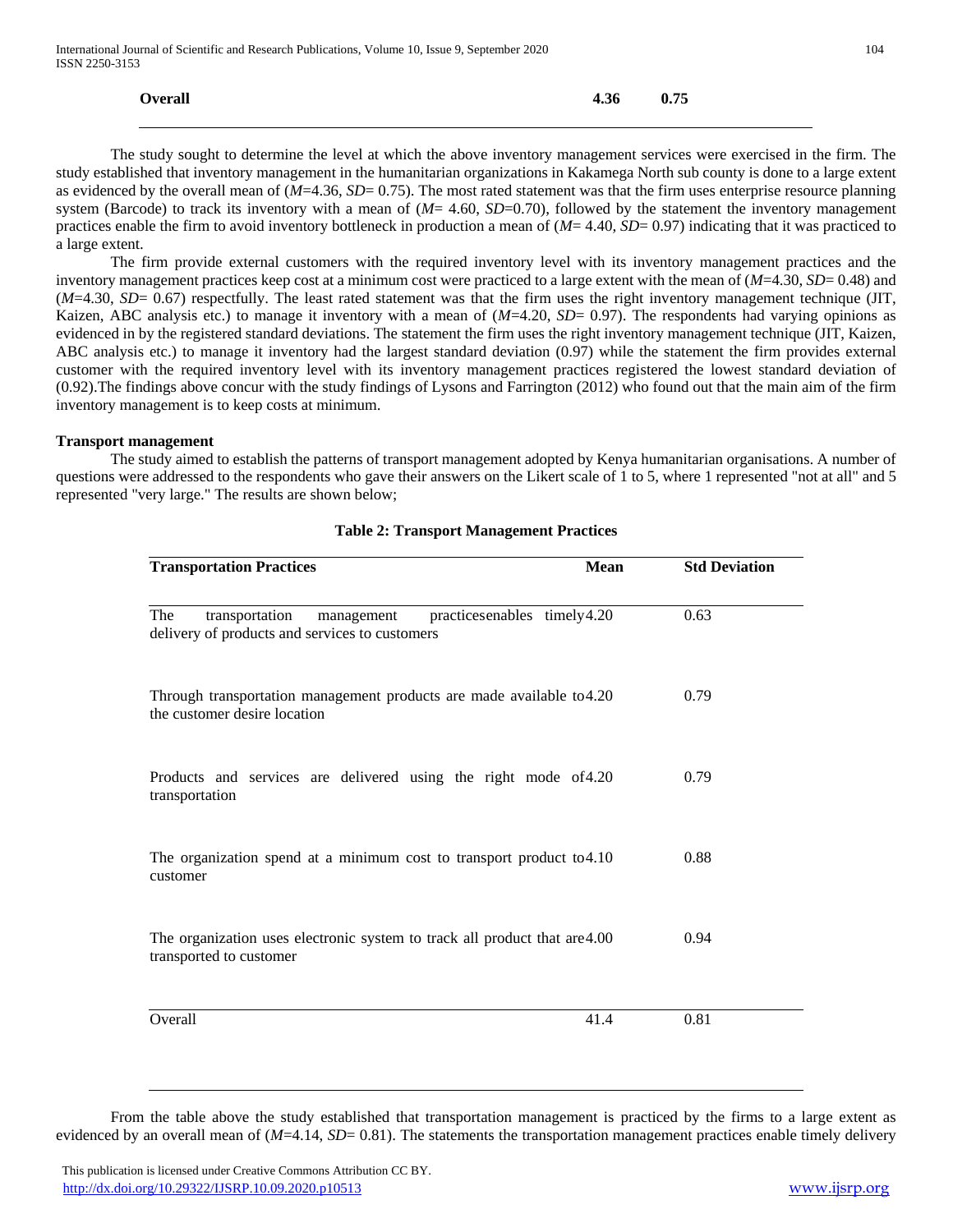| | Mean | Std Deviation |
|---|---|---|
| **Overall** | **4.36** | **0.75** |

The study sought to determine the level at which the above inventory management services were exercised in the firm. The study established that inventory management in the humanitarian organizations in Kakamega North sub county is done to a large extent as evidenced by the overall mean of (*M*=4.36, *SD*= 0.75). The most rated statement was that the firm uses enterprise resource planning system (Barcode) to track its inventory with a mean of (*M*= 4.60, *SD*=0.70), followed by the statement the inventory management practices enable the firm to avoid inventory bottleneck in production a mean of (*M*= 4.40, *SD*= 0.97) indicating that it was practiced to a large extent.

The firm provide external customers with the required inventory level with its inventory management practices and the inventory management practices keep cost at a minimum cost were practiced to a large extent with the mean of (*M*=4.30, *SD*= 0.48) and (*M*=4.30, *SD*= 0.67) respectfully. The least rated statement was that the firm uses the right inventory management technique (JIT, Kaizen, ABC analysis etc.) to manage it inventory with a mean of (*M*=4.20, *SD*= 0.97). The respondents had varying opinions as evidenced in by the registered standard deviations. The statement the firm uses the right inventory management technique (JIT, Kaizen, ABC analysis etc.) to manage it inventory had the largest standard deviation (0.97) while the statement the firm provides external customer with the required inventory level with its inventory management practices registered the lowest standard deviation of (0.92).The findings above concur with the study findings of Lysons and Farrington (2012) who found out that the main aim of the firm inventory management is to keep costs at minimum.

**Transport management**

The study aimed to establish the patterns of transport management adopted by Kenya humanitarian organisations. A number of questions were addressed to the respondents who gave their answers on the Likert scale of 1 to 5, where 1 represented "not at all" and 5 represented "very large." The results are shown below;

**Table 2: Transport Management Practices**

| **Transportation Practices** | **Mean** | **Std Deviation** |
|---|---|---|
| The transportation management practicesenables timely delivery of products and services to customers | 4.20 | 0.63 |
| Through transportation management products are made available to the customer desire location | 4.20 | 0.79 |
| Products and services are delivered using the right mode of transportation | 4.20 | 0.79 |
| The organization spend at a minimum cost to transport product to customer | 4.10 | 0.88 |
| The organization uses electronic system to track all product that are transported to customer | 4.00 | 0.94 |
| Overall | 41.4 | 0.81 |

From the table above the study established that transportation management is practiced by the firms to a large extent as evidenced by an overall mean of (*M*=4.14, *SD*= 0.81). The statements the transportation management practices enable timely delivery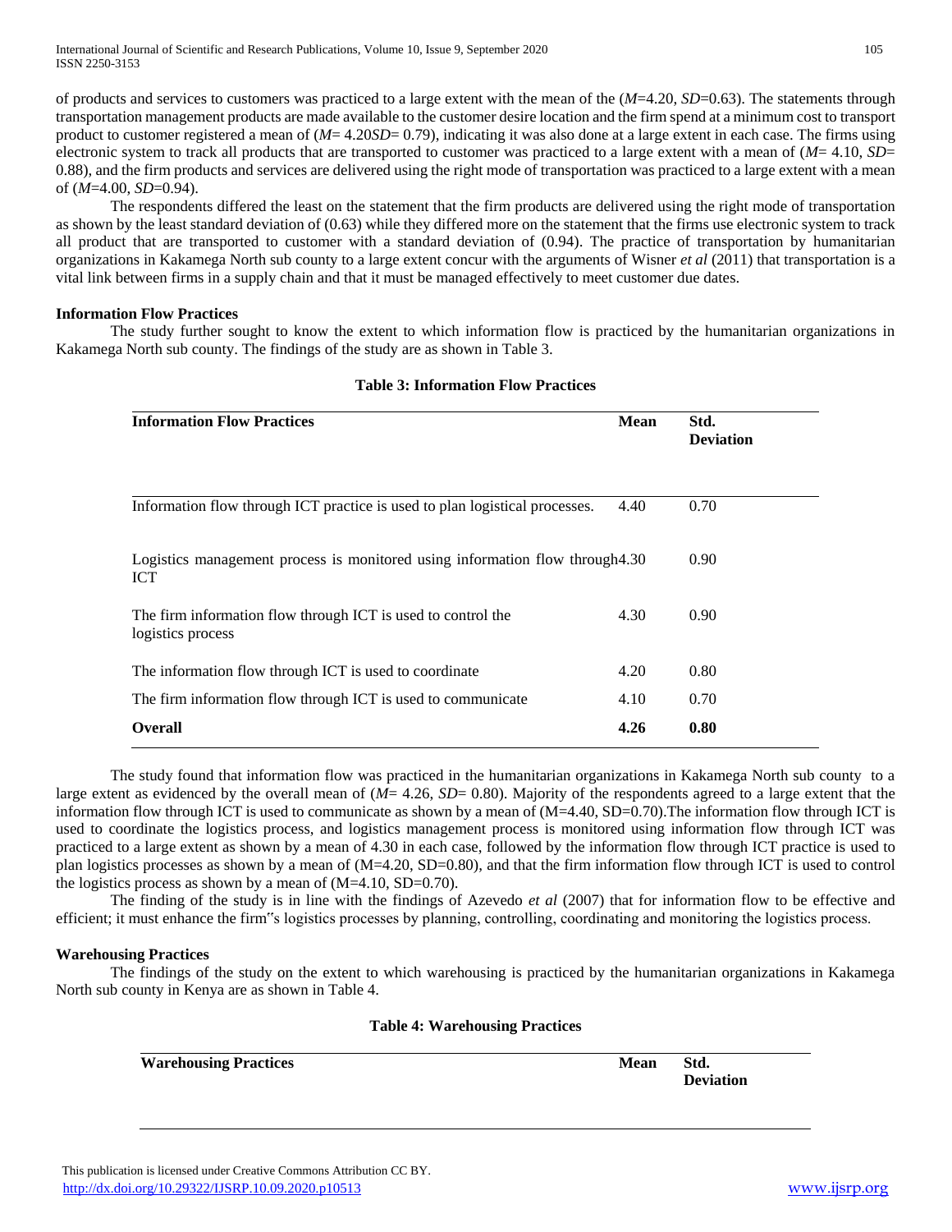of products and services to customers was practiced to a large extent with the mean of the (*M*=4.20, *SD*=0.63). The statements through transportation management products are made available to the customer desire location and the firm spend at a minimum cost to transport product to customer registered a mean of (*M*= 4.20*SD*= 0.79), indicating it was also done at a large extent in each case. The firms using electronic system to track all products that are transported to customer was practiced to a large extent with a mean of (*M*= 4.10, *SD*= 0.88), and the firm products and services are delivered using the right mode of transportation was practiced to a large extent with a mean of (*M*=4.00, *SD*=0.94).

The respondents differed the least on the statement that the firm products are delivered using the right mode of transportation as shown by the least standard deviation of (0.63) while they differed more on the statement that the firms use electronic system to track all product that are transported to customer with a standard deviation of (0.94). The practice of transportation by humanitarian organizations in Kakamega North sub county to a large extent concur with the arguments of Wisner *et al* (2011) that transportation is a vital link between firms in a supply chain and that it must be managed effectively to meet customer due dates.

### Information Flow Practices

The study further sought to know the extent to which information flow is practiced by the humanitarian organizations in Kakamega North sub county. The findings of the study are as shown in Table 3.

**Table 3: Information Flow Practices**

| Information Flow Practices | Mean | Std. Deviation |
|---|---|---|
| Information flow through ICT practice is used to plan logistical processes. | 4.40 | 0.70 |
| Logistics management process is monitored using information flow through ICT | 4.30 | 0.90 |
| The firm information flow through ICT is used to control the logistics process | 4.30 | 0.90 |
| The information flow through ICT is used to coordinate | 4.20 | 0.80 |
| The firm information flow through ICT is used to communicate | 4.10 | 0.70 |
| **Overall** | **4.26** | **0.80** |

The study found that information flow was practiced in the humanitarian organizations in Kakamega North sub county to a large extent as evidenced by the overall mean of (*M*= 4.26, *SD*= 0.80). Majority of the respondents agreed to a large extent that the information flow through ICT is used to communicate as shown by a mean of (M=4.40, SD=0.70).The information flow through ICT is used to coordinate the logistics process, and logistics management process is monitored using information flow through ICT was practiced to a large extent as shown by a mean of 4.30 in each case, followed by the information flow through ICT practice is used to plan logistics processes as shown by a mean of (M=4.20, SD=0.80), and that the firm information flow through ICT is used to control the logistics process as shown by a mean of (M=4.10, SD=0.70).

The finding of the study is in line with the findings of Azevedo *et al* (2007) that for information flow to be effective and efficient; it must enhance the firm"s logistics processes by planning, controlling, coordinating and monitoring the logistics process.

### Warehousing Practices

The findings of the study on the extent to which warehousing is practiced by the humanitarian organizations in Kakamega North sub county in Kenya are as shown in Table 4.

**Table 4: Warehousing Practices**

| Warehousing Practices | Mean | Std. Deviation |
|---|---|---|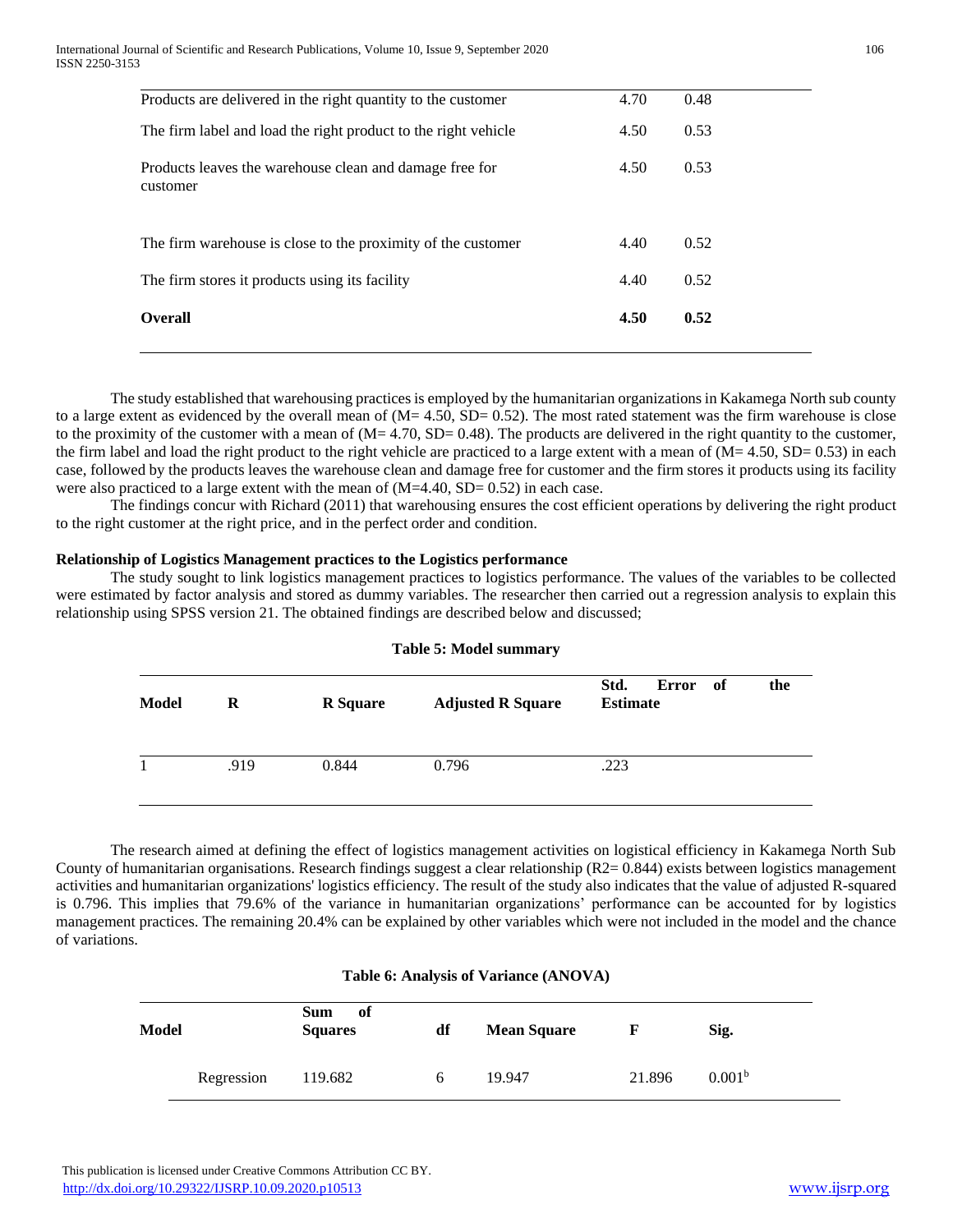| | | |
|---|---|---|
| Products are delivered in the right quantity to the customer | 4.70 | 0.48 |
| The firm label and load the right product to the right vehicle | 4.50 | 0.53 |
| Products leaves the warehouse clean and damage free for customer | 4.50 | 0.53 |
| The firm warehouse is close to the proximity of the customer | 4.40 | 0.52 |
| The firm stores it products using its facility | 4.40 | 0.52 |
| **Overall** | **4.50** | **0.52** |

The study established that warehousing practices is employed by the humanitarian organizations in Kakamega North sub county to a large extent as evidenced by the overall mean of (M= 4.50, SD= 0.52). The most rated statement was the firm warehouse is close to the proximity of the customer with a mean of (M= 4.70, SD= 0.48). The products are delivered in the right quantity to the customer, the firm label and load the right product to the right vehicle are practiced to a large extent with a mean of (M= 4.50, SD= 0.53) in each case, followed by the products leaves the warehouse clean and damage free for customer and the firm stores it products using its facility were also practiced to a large extent with the mean of (M=4.40, SD= 0.52) in each case.

The findings concur with Richard (2011) that warehousing ensures the cost efficient operations by delivering the right product to the right customer at the right price, and in the perfect order and condition.

**Relationship of Logistics Management practices to the Logistics performance**

The study sought to link logistics management practices to logistics performance. The values of the variables to be collected were estimated by factor analysis and stored as dummy variables. The researcher then carried out a regression analysis to explain this relationship using SPSS version 21. The obtained findings are described below and discussed;

**Table 5: Model summary**

| Model | R | R Square | Adjusted R Square | Std. Error of the Estimate |
|---|---|---|---|---|
| 1 | .919 | 0.844 | 0.796 | .223 |

The research aimed at defining the effect of logistics management activities on logistical efficiency in Kakamega North Sub County of humanitarian organisations. Research findings suggest a clear relationship ($R^2$= 0.844) exists between logistics management activities and humanitarian organizations' logistics efficiency. The result of the study also indicates that the value of adjusted R-squared is 0.796. This implies that 79.6% of the variance in humanitarian organizations' performance can be accounted for by logistics management practices. The remaining 20.4% can be explained by other variables which were not included in the model and the chance of variations.

**Table 6: Analysis of Variance (ANOVA)**

| Model | | Sum of Squares | df | Mean Square | F | Sig. |
|---|---|---|---|---|---|---|
| | Regression | 119.682 | 6 | 19.947 | 21.896 | $0.001^b$ |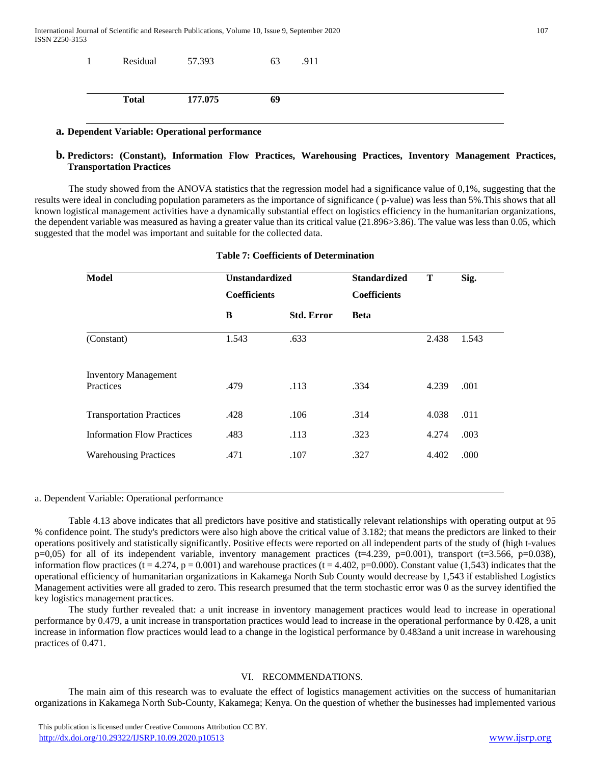| | | | | |
|---|---|---|---|---|
| 1 | Residual | 57.393 | 63 | .911 |
| | **Total** | **177.075** | **69** | |

**a. Dependent Variable: Operational performance**

**b. Predictors: (Constant), Information Flow Practices, Warehousing Practices, Inventory Management Practices, Transportation Practices**

The study showed from the ANOVA statistics that the regression model had a significance value of 0,1%, suggesting that the results were ideal in concluding population parameters as the importance of significance ( p-value) was less than 5%.This shows that all known logistical management activities have a dynamically substantial effect on logistics efficiency in the humanitarian organizations, the dependent variable was measured as having a greater value than its critical value (21.896>3.86). The value was less than 0.05, which suggested that the model was important and suitable for the collected data.

**Table 7: Coefficients of Determination**

| Model | Unstandardized Coefficients | | Standardized Coefficients | T | Sig. |
|---|---|---|---|---|---|
| | B | Std. Error | Beta | | |
| (Constant) | 1.543 | .633 | | 2.438 | 1.543 |
| Inventory Management Practices | .479 | .113 | .334 | 4.239 | .001 |
| Transportation Practices | .428 | .106 | .314 | 4.038 | .011 |
| Information Flow Practices | .483 | .113 | .323 | 4.274 | .003 |
| Warehousing Practices | .471 | .107 | .327 | 4.402 | .000 |

a. Dependent Variable: Operational performance

Table 4.13 above indicates that all predictors have positive and statistically relevant relationships with operating output at 95 % confidence point. The study's predictors were also high above the critical value of 3.182; that means the predictors are linked to their operations positively and statistically significantly. Positive effects were reported on all independent parts of the study of (high t-values p=0,05) for all of its independent variable, inventory management practices (t=4.239, p=0.001), transport (t=3.566, p=0.038), information flow practices (t = 4.274, p = 0.001) and warehouse practices (t = 4.402, p=0.000). Constant value (1,543) indicates that the operational efficiency of humanitarian organizations in Kakamega North Sub County would decrease by 1,543 if established Logistics Management activities were all graded to zero. This research presumed that the term stochastic error was 0 as the survey identified the key logistics management practices.

The study further revealed that: a unit increase in inventory management practices would lead to increase in operational performance by 0.479, a unit increase in transportation practices would lead to increase in the operational performance by 0.428, a unit increase in information flow practices would lead to a change in the logistical performance by 0.483and a unit increase in warehousing practices of 0.471.

## VI. RECOMMENDATIONS.

The main aim of this research was to evaluate the effect of logistics management activities on the success of humanitarian organizations in Kakamega North Sub-County, Kakamega; Kenya. On the question of whether the businesses had implemented various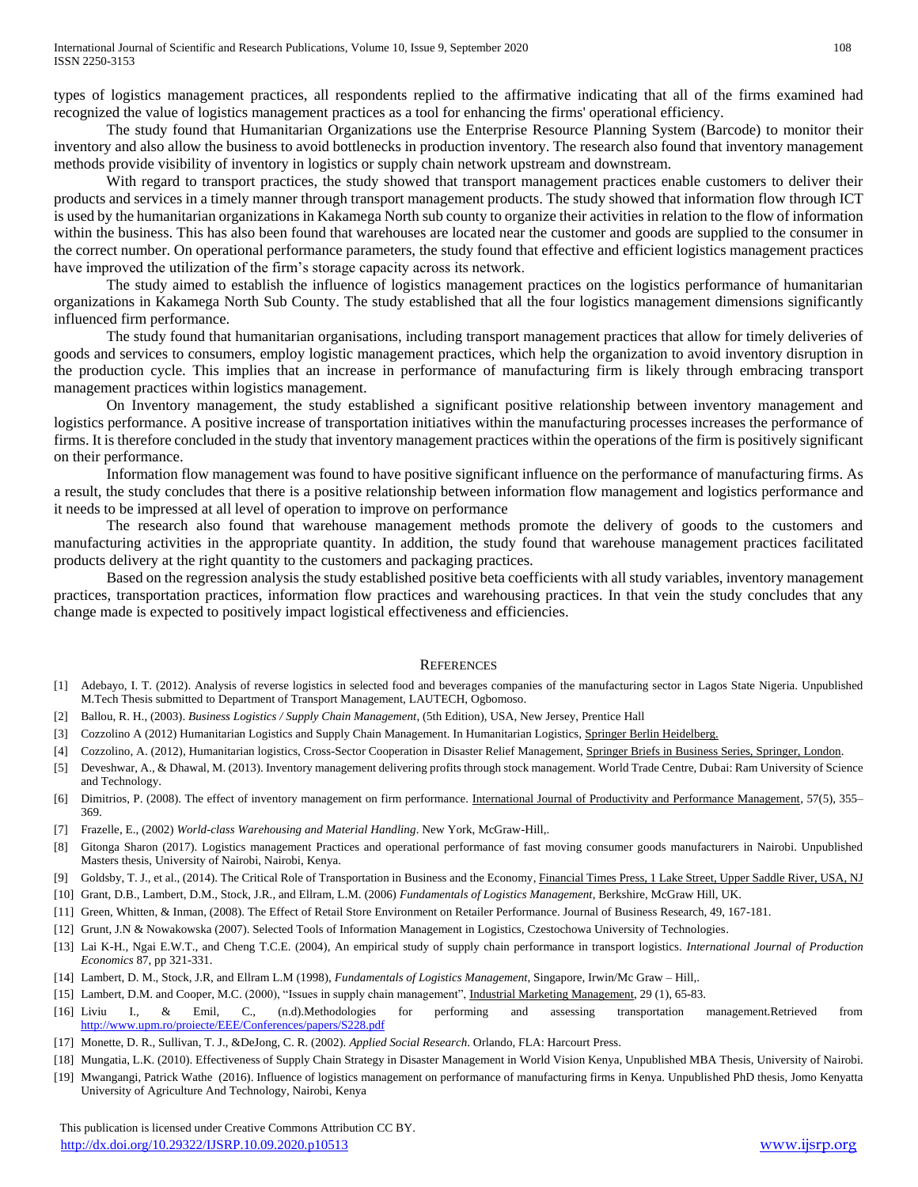types of logistics management practices, all respondents replied to the affirmative indicating that all of the firms examined had recognized the value of logistics management practices as a tool for enhancing the firms' operational efficiency.

The study found that Humanitarian Organizations use the Enterprise Resource Planning System (Barcode) to monitor their inventory and also allow the business to avoid bottlenecks in production inventory. The research also found that inventory management methods provide visibility of inventory in logistics or supply chain network upstream and downstream.

With regard to transport practices, the study showed that transport management practices enable customers to deliver their products and services in a timely manner through transport management products. The study showed that information flow through ICT is used by the humanitarian organizations in Kakamega North sub county to organize their activities in relation to the flow of information within the business. This has also been found that warehouses are located near the customer and goods are supplied to the consumer in the correct number. On operational performance parameters, the study found that effective and efficient logistics management practices have improved the utilization of the firm's storage capacity across its network.

The study aimed to establish the influence of logistics management practices on the logistics performance of humanitarian organizations in Kakamega North Sub County. The study established that all the four logistics management dimensions significantly influenced firm performance.

The study found that humanitarian organisations, including transport management practices that allow for timely deliveries of goods and services to consumers, employ logistic management practices, which help the organization to avoid inventory disruption in the production cycle. This implies that an increase in performance of manufacturing firm is likely through embracing transport management practices within logistics management.

On Inventory management, the study established a significant positive relationship between inventory management and logistics performance. A positive increase of transportation initiatives within the manufacturing processes increases the performance of firms. It is therefore concluded in the study that inventory management practices within the operations of the firm is positively significant on their performance.

Information flow management was found to have positive significant influence on the performance of manufacturing firms. As a result, the study concludes that there is a positive relationship between information flow management and logistics performance and it needs to be impressed at all level of operation to improve on performance

The research also found that warehouse management methods promote the delivery of goods to the customers and manufacturing activities in the appropriate quantity. In addition, the study found that warehouse management practices facilitated products delivery at the right quantity to the customers and packaging practices.

Based on the regression analysis the study established positive beta coefficients with all study variables, inventory management practices, transportation practices, information flow practices and warehousing practices. In that vein the study concludes that any change made is expected to positively impact logistical effectiveness and efficiencies.

## References

[1] Adebayo, I. T. (2012). Analysis of reverse logistics in selected food and beverages companies of the manufacturing sector in Lagos State Nigeria. Unpublished M.Tech Thesis submitted to Department of Transport Management, LAUTECH, Ogbomoso.

[2] Ballou, R. H., (2003). *Business Logistics / Supply Chain Management*, (5th Edition), USA, New Jersey, Prentice Hall

[3] Cozzolino A (2012) Humanitarian Logistics and Supply Chain Management. In Humanitarian Logistics, Springer Berlin Heidelberg.

[4] Cozzolino, A. (2012), Humanitarian logistics, Cross-Sector Cooperation in Disaster Relief Management, Springer Briefs in Business Series, Springer, London.

[5] Deveshwar, A., & Dhawal, M. (2013). Inventory management delivering profits through stock management. World Trade Centre, Dubai: Ram University of Science and Technology.

[6] Dimitrios, P. (2008). The effect of inventory management on firm performance. International Journal of Productivity and Performance Management, 57(5), 355–369.

[7] Frazelle, E., (2002) *World-class Warehousing and Material Handling*. New York, McGraw-Hill,.

[8] Gitonga Sharon (2017). Logistics management Practices and operational performance of fast moving consumer goods manufacturers in Nairobi. Unpublished Masters thesis, University of Nairobi, Nairobi, Kenya.

[9] Goldsby, T. J., et al., (2014). The Critical Role of Transportation in Business and the Economy, Financial Times Press, 1 Lake Street, Upper Saddle River, USA, NJ

[10] Grant, D.B., Lambert, D.M., Stock, J.R., and Ellram, L.M. (2006) *Fundamentals of Logistics Management*, Berkshire, McGraw Hill, UK.

[11] Green, Whitten, & Inman, (2008). The Effect of Retail Store Environment on Retailer Performance. Journal of Business Research, 49, 167-181.

[12] Grunt, J.N & Nowakowska (2007). Selected Tools of Information Management in Logistics, Czestochowa University of Technologies.

[13] Lai K-H., Ngai E.W.T., and Cheng T.C.E. (2004), An empirical study of supply chain performance in transport logistics. *International Journal of Production Economics* 87, pp 321-331.

[14] Lambert, D. M., Stock, J.R, and Ellram L.M (1998), *Fundamentals of Logistics Management*, Singapore, Irwin/Mc Graw – Hill,.

[15] Lambert, D.M. and Cooper, M.C. (2000), "Issues in supply chain management", Industrial Marketing Management, 29 (1), 65-83.

[16] Liviu I., & Emil, C., (n.d).Methodologies for performing and assessing transportation management.Retrieved from http://www.upm.ro/proiecte/EEE/Conferences/papers/S228.pdf

[17] Monette, D. R., Sullivan, T. J., &DeJong, C. R. (2002). *Applied Social Research*. Orlando, FLA: Harcourt Press.

[18] Mungatia, L.K. (2010). Effectiveness of Supply Chain Strategy in Disaster Management in World Vision Kenya, Unpublished MBA Thesis, University of Nairobi.

[19] Mwangangi, Patrick Wathe (2016). Influence of logistics management on performance of manufacturing firms in Kenya. Unpublished PhD thesis, Jomo Kenyatta University of Agriculture And Technology, Nairobi, Kenya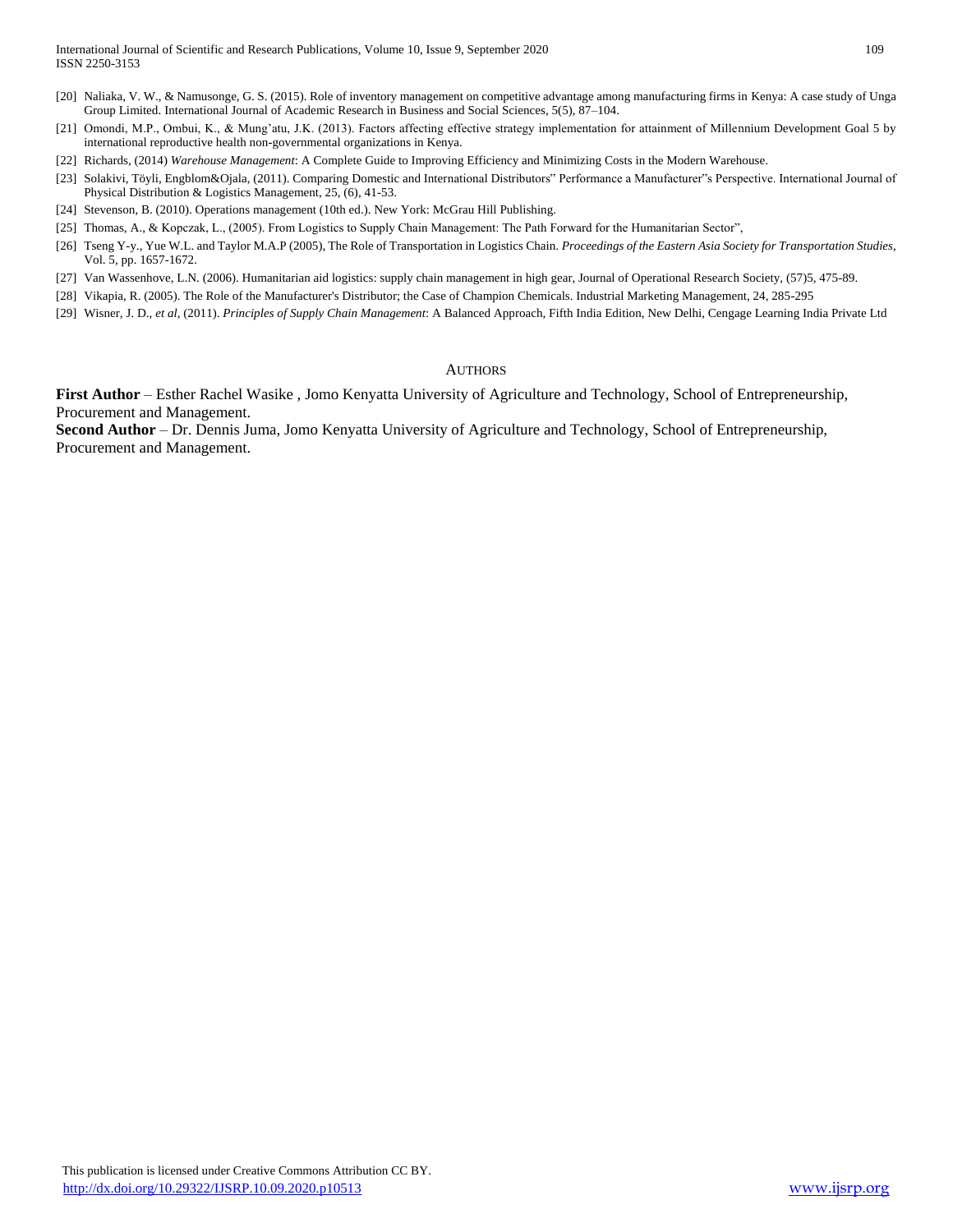[20] Naliaka, V. W., & Namusonge, G. S. (2015). Role of inventory management on competitive advantage among manufacturing firms in Kenya: A case study of Unga Group Limited. International Journal of Academic Research in Business and Social Sciences, 5(5), 87–104.

[21] Omondi, M.P., Ombui, K., & Mung'atu, J.K. (2013). Factors affecting effective strategy implementation for attainment of Millennium Development Goal 5 by international reproductive health non-governmental organizations in Kenya.

[22] Richards, (2014) *Warehouse Management*: A Complete Guide to Improving Efficiency and Minimizing Costs in the Modern Warehouse.

[23] Solakivi, Töyli, Engblom&Ojala, (2011). Comparing Domestic and International Distributors" Performance a Manufacturer"s Perspective. International Journal of Physical Distribution & Logistics Management, 25, (6), 41-53.

[24] Stevenson, B. (2010). Operations management (10th ed.). New York: McGrau Hill Publishing.

[25] Thomas, A., & Kopczak, L., (2005). From Logistics to Supply Chain Management: The Path Forward for the Humanitarian Sector",

[26] Tseng Y-y., Yue W.L. and Taylor M.A.P (2005), The Role of Transportation in Logistics Chain. *Proceedings of the Eastern Asia Society for Transportation Studies*, Vol. 5, pp. 1657-1672.

[27] Van Wassenhove, L.N. (2006). Humanitarian aid logistics: supply chain management in high gear, Journal of Operational Research Society, (57)5, 475-89.

[28] Vikapia, R. (2005). The Role of the Manufacturer's Distributor; the Case of Champion Chemicals. Industrial Marketing Management, 24, 285-295

[29] Wisner, J. D., *et al*, (2011). *Principles of Supply Chain Management*: A Balanced Approach, Fifth India Edition, New Delhi, Cengage Learning India Private Ltd

## AUTHORS

**First Author** – Esther Rachel Wasike , Jomo Kenyatta University of Agriculture and Technology, School of Entrepreneurship, Procurement and Management.

**Second Author** – Dr. Dennis Juma, Jomo Kenyatta University of Agriculture and Technology, School of Entrepreneurship, Procurement and Management.

This publication is licensed under Creative Commons Attribution CC BY.
http://dx.doi.org/10.29322/IJSRP.10.09.2020.p10513